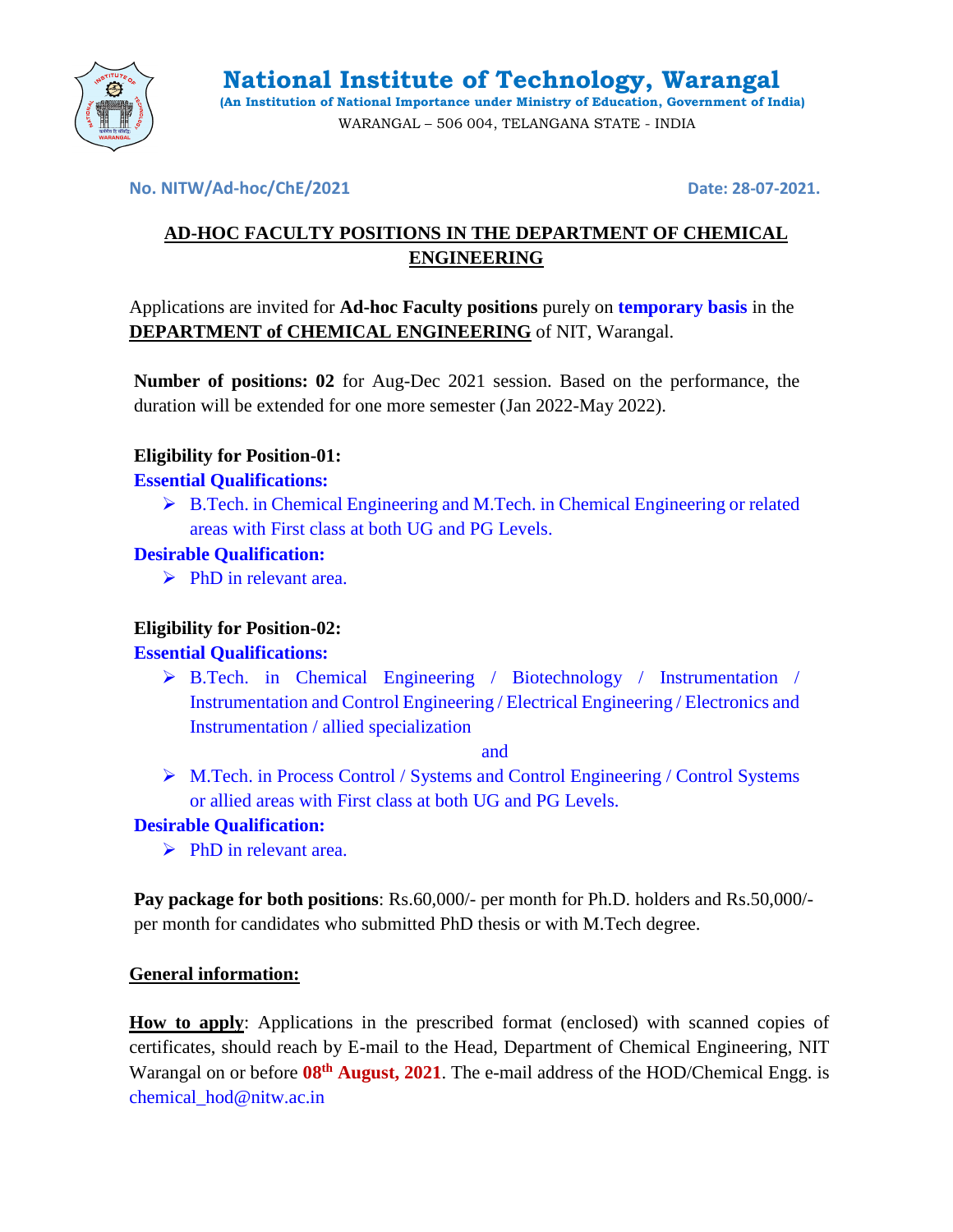# National Institute of Technology, Warangal

**(An Institution of National Importance under Ministry of Education, Government of India)**

WARANGAL – 506 004, TELANGANA STATE - INDIA

**No. NITW/Ad-hoc/ChE/2021** **Date: 28-07-2021.**

## AD-HOC FACULTY POSITIONS IN THE DEPARTMENT OF CHEMICAL ENGINEERING

Applications are invited for **Ad-hoc Faculty positions** purely on **temporary basis** in the **DEPARTMENT of CHEMICAL ENGINEERING** of NIT, Warangal.

**Number of positions: 02** for Aug-Dec 2021 session. Based on the performance, the duration will be extended for one more semester (Jan 2022-May 2022).

**Eligibility for Position-01:**

**Essential Qualifications:**

- B.Tech. in Chemical Engineering and M.Tech. in Chemical Engineering or related areas with First class at both UG and PG Levels.

**Desirable Qualification:**

- PhD in relevant area.

**Eligibility for Position-02:**

**Essential Qualifications:**

- B.Tech. in Chemical Engineering / Biotechnology / Instrumentation / Instrumentation and Control Engineering / Electrical Engineering / Electronics and Instrumentation / allied specialization

  and

- M.Tech. in Process Control / Systems and Control Engineering / Control Systems or allied areas with First class at both UG and PG Levels.

**Desirable Qualification:**

- PhD in relevant area.

**Pay package for both positions**: Rs.60,000/- per month for Ph.D. holders and Rs.50,000/- per month for candidates who submitted PhD thesis or with M.Tech degree.

**General information:**

**How to apply**: Applications in the prescribed format (enclosed) with scanned copies of certificates, should reach by E-mail to the Head, Department of Chemical Engineering, NIT Warangal on or before **08th August, 2021**. The e-mail address of the HOD/Chemical Engg. is chemical_hod@nitw.ac.in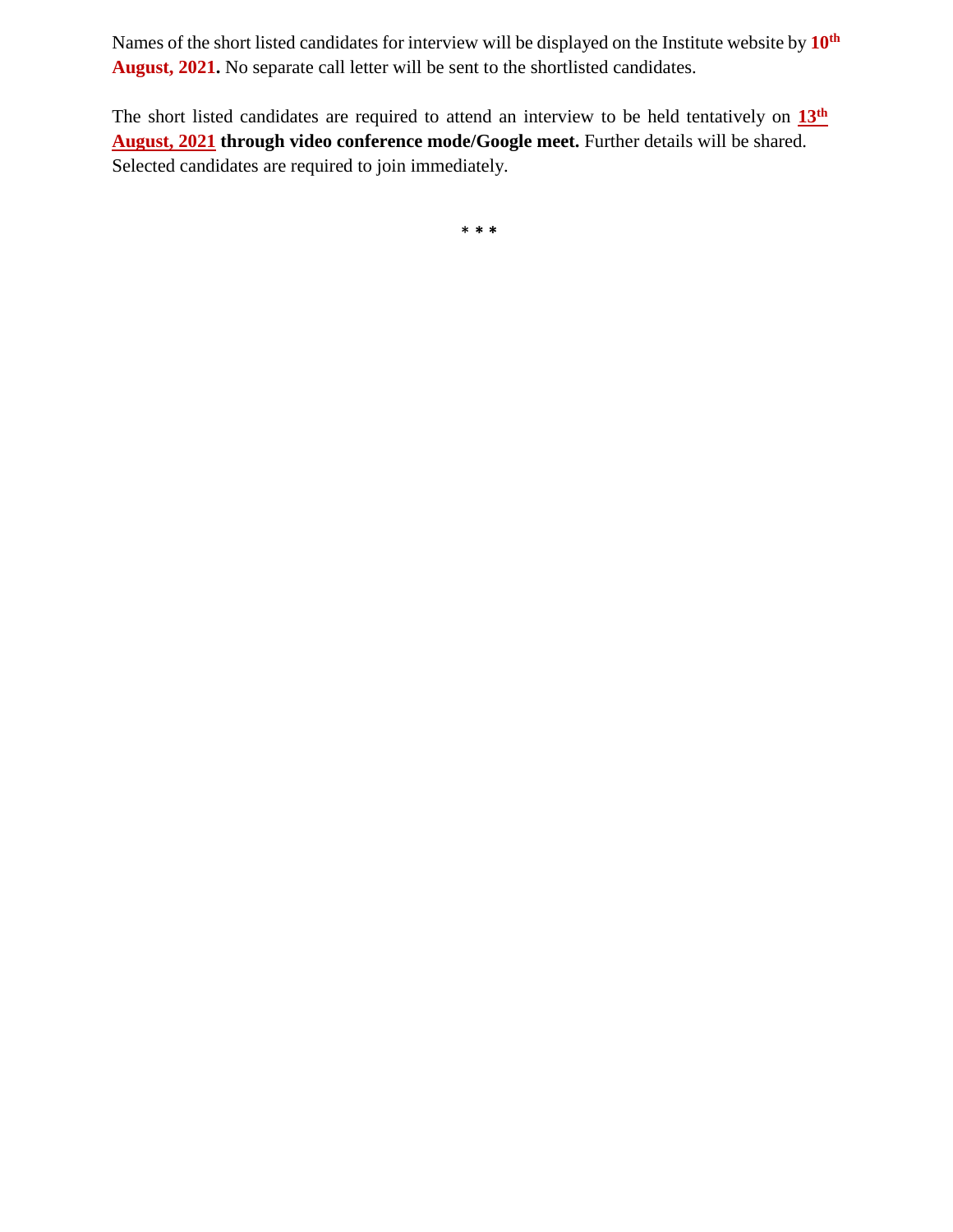Names of the short listed candidates for interview will be displayed on the Institute website by **10th August, 2021.** No separate call letter will be sent to the shortlisted candidates.

The short listed candidates are required to attend an interview to be held tentatively on **13th August, 2021 through video conference mode/Google meet.** Further details will be shared. Selected candidates are required to join immediately.

* * *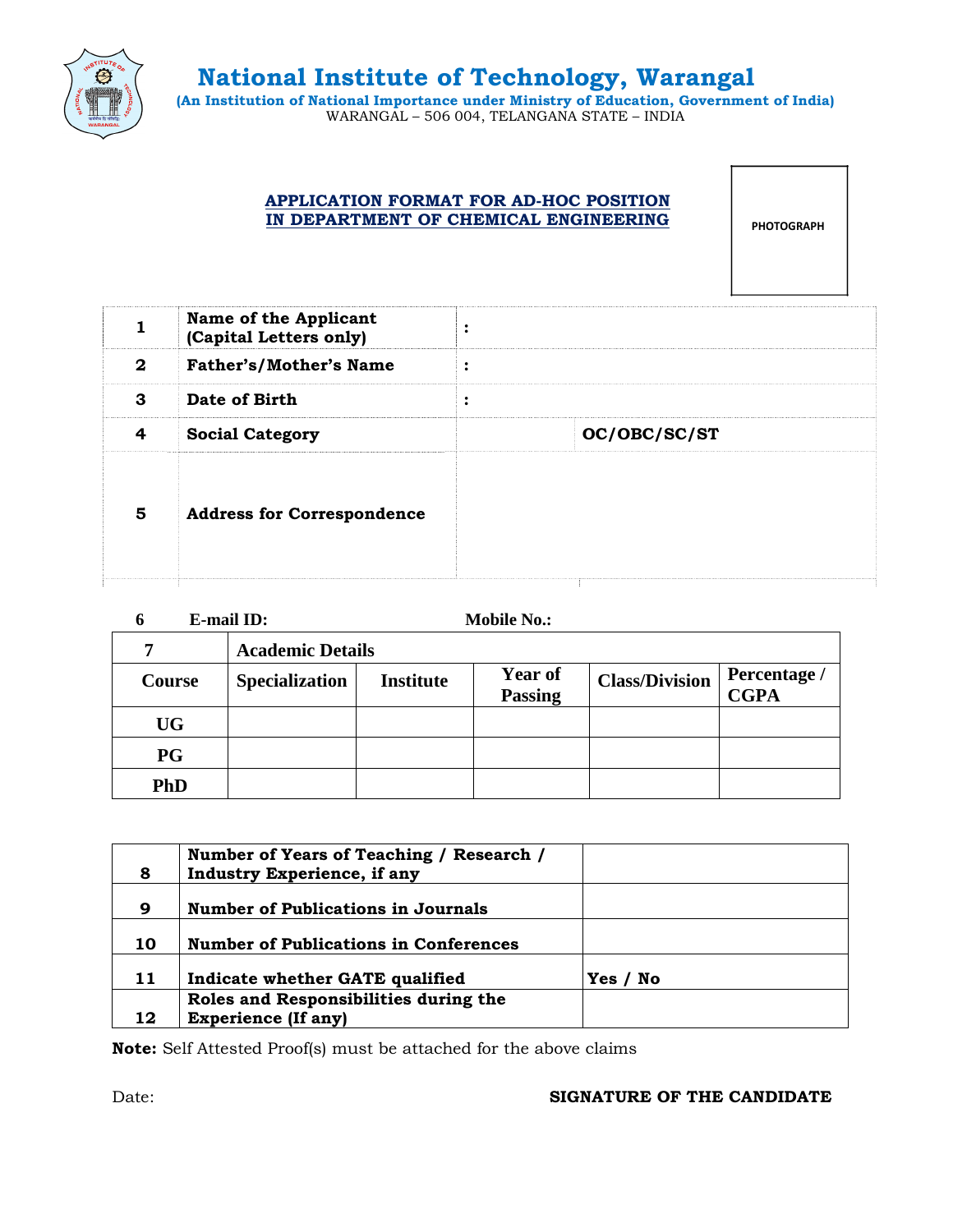# National Institute of Technology, Warangal

**(An Institution of National Importance under Ministry of Education, Government of India)**

WARANGAL – 506 004, TELANGANA STATE – INDIA

## APPLICATION FORMAT FOR AD-HOC POSITION IN DEPARTMENT OF CHEMICAL ENGINEERING

PHOTOGRAPH

| | | | |
|---|---|---|---|
| 1 | **Name of the Applicant (Capital Letters only)** | : | |
| 2 | **Father's/Mother's Name** | : | |
| 3 | **Date of Birth** | : | |
| 4 | **Social Category** | | **OC/OBC/SC/ST** |
| 5 | **Address for Correspondence** | | |

**6 E-mail ID: Mobile No.:**

| 7 | Academic Details | | | | |
|---|---|---|---|---|---|
| **Course** | **Specialization** | **Institute** | **Year of Passing** | **Class/Division** | **Percentage / CGPA** |
| **UG** | | | | | |
| **PG** | | | | | |
| **PhD** | | | | | |

| | | |
|---|---|---|
| 8 | **Number of Years of Teaching / Research / Industry Experience, if any** | |
| 9 | **Number of Publications in Journals** | |
| 10 | **Number of Publications in Conferences** | |
| 11 | **Indicate whether GATE qualified** | **Yes / No** |
| 12 | **Roles and Responsibilities during the Experience (If any)** | |

**Note:** Self Attested Proof(s) must be attached for the above claims

Date: **SIGNATURE OF THE CANDIDATE**